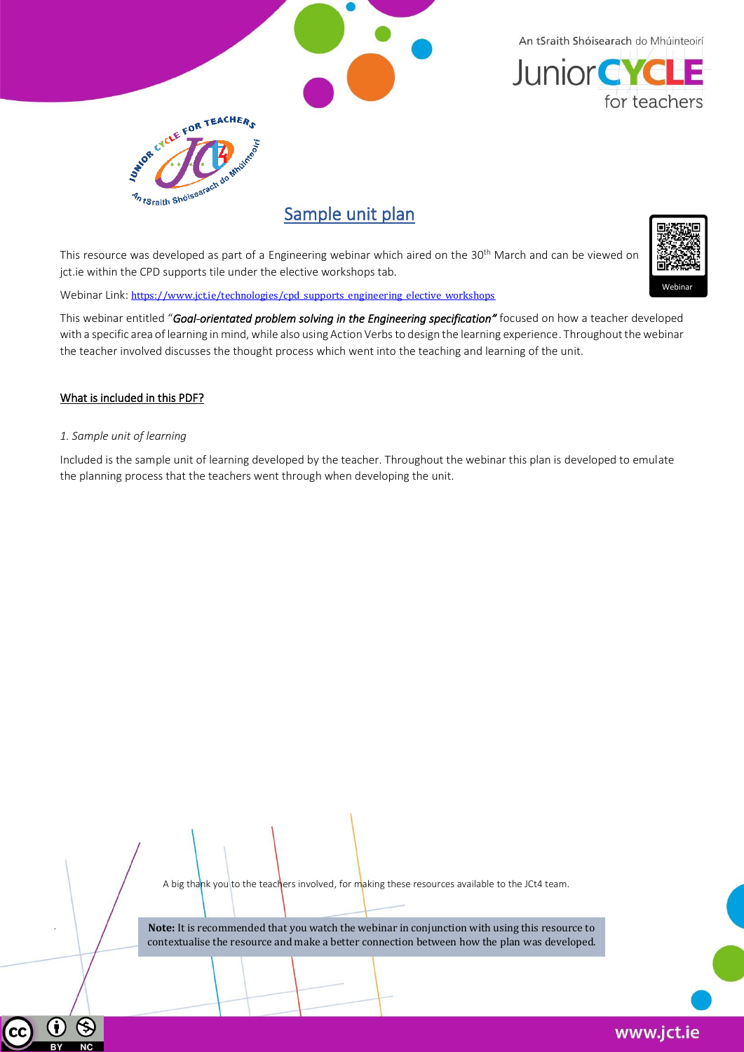# Sample unit plan

This resource was developed as part of a Engineering webinar which aired on the 30th March and can be viewed on jct.ie within the CPD supports tile under the elective workshops tab.

Webinar Link: https://www.jct.ie/technologies/cpd_supports_engineering_elective_workshops

This webinar entitled "***Goal-orientated problem solving in the Engineering specification***" focused on how a teacher developed with a specific area of learning in mind, while also using Action Verbs to design the learning experience. Throughout the webinar the teacher involved discusses the thought process which went into the teaching and learning of the unit.

## What is included in this PDF?

*1. Sample unit of learning*

Included is the sample unit of learning developed by the teacher. Throughout the webinar this plan is developed to emulate the planning process that the teachers went through when developing the unit.

A big thank you to the teachers involved, for making these resources available to the JCt4 team.

**Note:** It is recommended that you watch the webinar in conjunction with using this resource to contextualise the resource and make a better connection between how the plan was developed.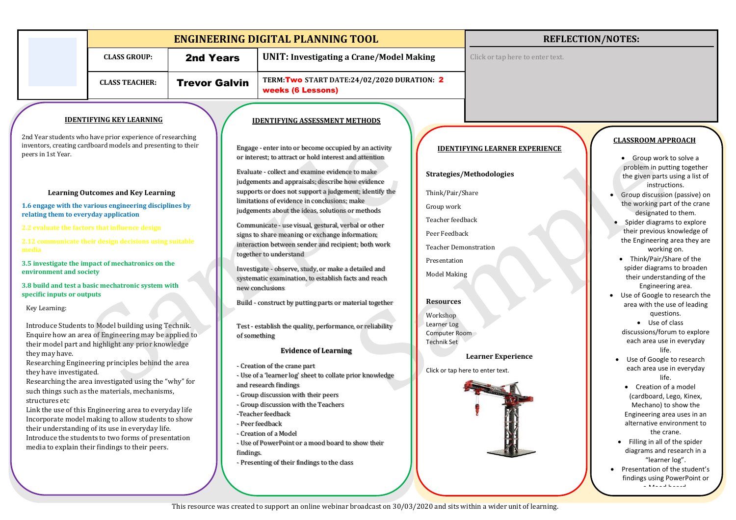# ENGINEERING DIGITAL PLANNING TOOL

| | | |
|---|---|---|
| CLASS GROUP: | 2nd Years | UNIT: Investigating a Crane/Model Making |
| CLASS TEACHER: | Trevor Galvin | TERM: Two START DATE: 24/02/2020 DURATION: 2 weeks (6 Lessons) |

## REFLECTION/NOTES:

Click or tap here to enter text.

## IDENTIFYING KEY LEARNING

2nd Year students who have prior experience of researching inventors, creating cardboard models and presenting to their peers in 1st Year.

### Learning Outcomes and Key Learning

**1.6 engage with the various engineering disciplines by relating them to everyday application**

**2.2 evaluate the factors that influence design**

**2.12 communicate their design decisions using suitable media**

**3.5 investigate the impact of mechatronics on the environment and society**

**3.8 build and test a basic mechatronic system with specific inputs or outputs**

Key Learning:

Introduce Students to Model building using Technik.
Enquire how an area of Engineering may be applied to their model part and highlight any prior knowledge they may have.
Researching Engineering principles behind the area they have investigated.
Researching the area investigated using the "why" for such things such as the materials, mechanisms, structures etc
Link the use of this Engineering area to everyday life
Incorporate model making to allow students to show their understanding of its use in everyday life.
Introduce the students to two forms of presentation media to explain their findings to their peers.

## IDENTIFYING ASSESSMENT METHODS

Engage - enter into or become occupied by an activity or interest; to attract or hold interest and attention

Evaluate - collect and examine evidence to make judgements and appraisals; describe how evidence supports or does not support a judgement; identify the limitations of evidence in conclusions; make judgements about the ideas, solutions or methods

Communicate - use visual, gestural, verbal or other signs to share meaning or exchange information; interaction between sender and recipient; both work together to understand

Investigate - observe, study, or make a detailed and systematic examination, to establish facts and reach new conclusions

Build - construct by putting parts or material together

Test - establish the quality, performance, or reliability of something

### Evidence of Learning

- Creation of the crane part
- Use of a 'learner log' sheet to collate prior knowledge and research findings
- Group discussion with their peers
- Group discussion with the Teachers
- Teacher feedback
- Peer feedback
- Creation of a Model
- Use of PowerPoint or a mood board to show their findings.
- Presenting of their findings to the class

## IDENTIFYING LEARNER EXPERIENCE

### Strategies/Methodologies

Think/Pair/Share

Group work

Teacher feedback

Peer Feedback

Teacher Demonstration

Presentation

Model Making

### Resources

Workshop
Learner Log
Computer Room
Technik Set

### Learner Experience

Click or tap here to enter text.

## CLASSROOM APPROACH

- Group work to solve a problem in putting together the given parts using a list of instructions.
- Group discussion (passive) on the working part of the crane designated to them.
- Spider diagrams to explore their previous knowledge of the Engineering area they are working on.
- Think/Pair/Share of the spider diagrams to broaden their understanding of the Engineering area.
- Use of Google to research the area with the use of leading questions.
- Use of class discussions/forum to explore each area use in everyday life.
- Use of Google to research each area use in everyday life.
- Creation of a model (cardboard, Lego, Kinex, Mechano) to show the Engineering area uses in an alternative environment to the crane.
- Filling in all of the spider diagrams and research in a "learner log".
- Presentation of the student's findings using PowerPoint or a Mood board

This resource was created to support an online webinar broadcast on 30/03/2020 and sits within a wider unit of learning.